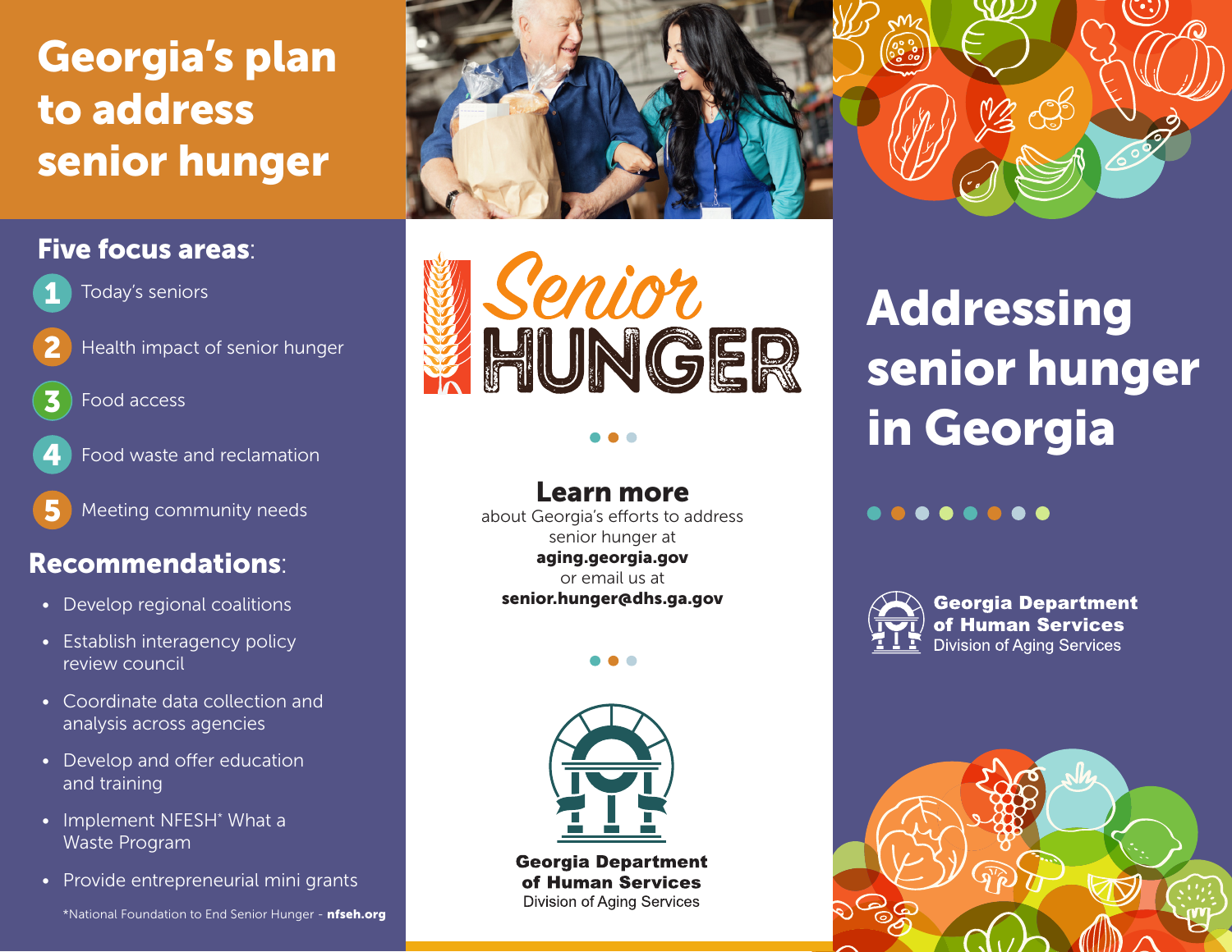# Georgia's plan to address senior hunger

## Five focus areas:

1. Today's seniors
2. Health impact of senior hunger
3. Food access
4. Food waste and reclamation
5. Meeting community needs

## Recommendations:

- Develop regional coalitions
- Establish interagency policy review council
- Coordinate data collection and analysis across agencies
- Develop and offer education and training
- Implement NFESH* What a Waste Program
- Provide entrepreneurial mini grants

*National Foundation to End Senior Hunger - **nfseh.org**

# Senior HUNGER

## Learn more

about Georgia's efforts to address senior hunger at **aging.georgia.gov** or email us at **senior.hunger@dhs.ga.gov**

**Georgia Department of Human Services**
Division of Aging Services

# Addressing senior hunger in Georgia

**Georgia Department of Human Services**
Division of Aging Services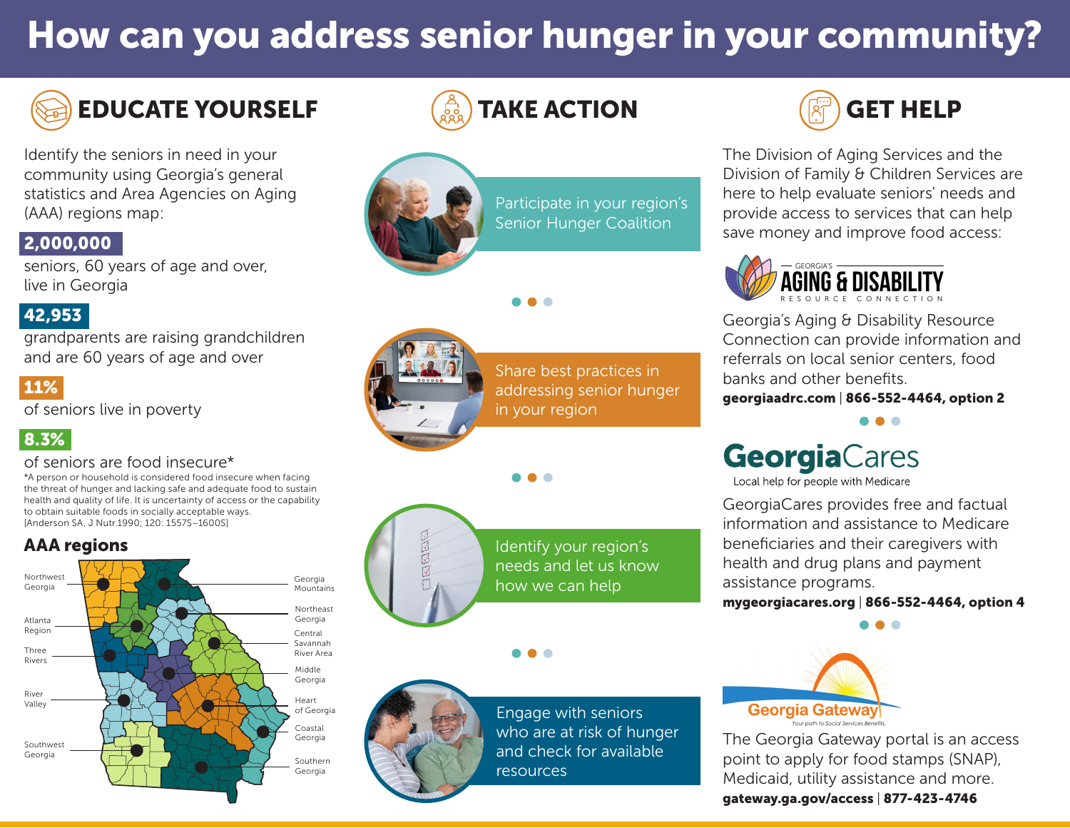# How can you address senior hunger in your community?

## EDUCATE YOURSELF

Identify the seniors in need in your community using Georgia's general statistics and Area Agencies on Aging (AAA) regions map:

**2,000,000**

seniors, 60 years of age and over, live in Georgia

**42,953**

grandparents are raising grandchildren and are 60 years of age and over

**11%**

of seniors live in poverty

**8.3%**

of seniors are food insecure*

*A person or household is considered food insecure when facing the threat of hunger and lacking safe and adequate food to sustain health and quality of life. It is uncertainty of access or the capability to obtain suitable foods in socially acceptable ways. [Anderson SA, J Nutr.1990; 120: 1557S–1600S]

### AAA regions

Northwest Georgia
Atlanta Region
Three Rivers
River Valley
Southwest Georgia
Georgia Mountains
Northeast Georgia
Central Savannah River Area
Middle Georgia
Heart of Georgia
Coastal Georgia
Southern Georgia

## TAKE ACTION

- Participate in your region's Senior Hunger Coalition
- Share best practices in addressing senior hunger in your region
- Identify your region's needs and let us know how we can help
- Engage with seniors who are at risk of hunger and check for available resources

## GET HELP

The Division of Aging Services and the Division of Family & Children Services are here to help evaluate seniors' needs and provide access to services that can help save money and improve food access:

**Georgia's Aging & Disability Resource Connection**

Georgia's Aging & Disability Resource Connection can provide information and referrals on local senior centers, food banks and other benefits.

**georgiaadrc.com | 866-552-4464, option 2**

**GeorgiaCares** — Local help for people with Medicare

GeorgiaCares provides free and factual information and assistance to Medicare beneficiaries and their caregivers with health and drug plans and payment assistance programs.

**mygeorgiacares.org | 866-552-4464, option 4**

**Georgia Gateway** — Your path to Social Services Benefits.

The Georgia Gateway portal is an access point to apply for food stamps (SNAP), Medicaid, utility assistance and more.

**gateway.ga.gov/access | 877-423-4746**